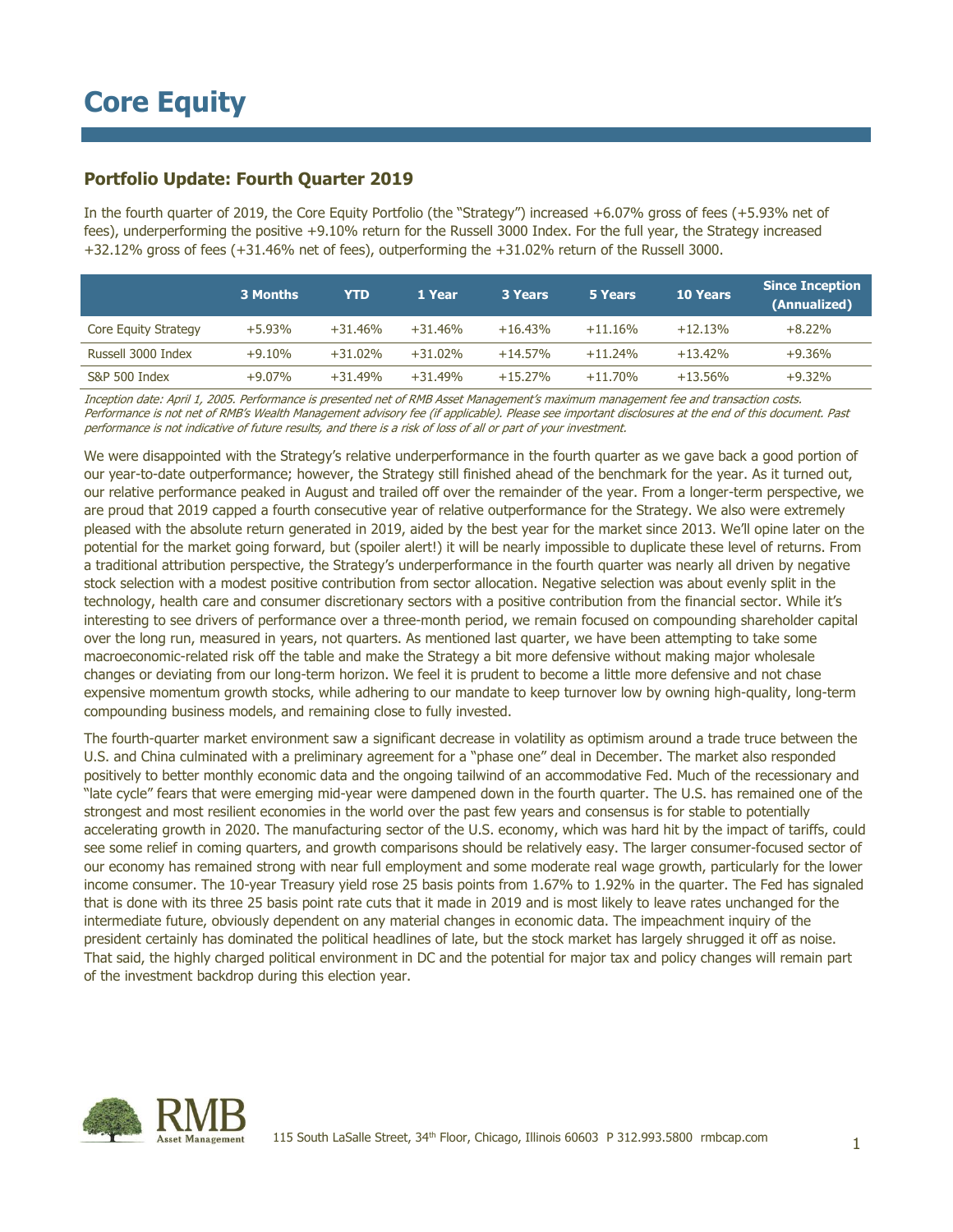# Core Equity

## Portfolio Update: Fourth Quarter 2019

In the fourth quarter of 2019, the Core Equity Portfolio (the "Strategy") increased +6.07% gross of fees (+5.93% net of fees), underperforming the positive +9.10% return for the Russell 3000 Index. For the full year, the Strategy increased +32.12% gross of fees (+31.46% net of fees), outperforming the +31.02% return of the Russell 3000.

| | 3 Months | YTD | 1 Year | 3 Years | 5 Years | 10 Years | Since Inception (Annualized) |
|---|---|---|---|---|---|---|---|
| Core Equity Strategy | +5.93% | +31.46% | +31.46% | +16.43% | +11.16% | +12.13% | +8.22% |
| Russell 3000 Index | +9.10% | +31.02% | +31.02% | +14.57% | +11.24% | +13.42% | +9.36% |
| S&P 500 Index | +9.07% | +31.49% | +31.49% | +15.27% | +11.70% | +13.56% | +9.32% |

*Inception date: April 1, 2005. Performance is presented net of RMB Asset Management's maximum management fee and transaction costs. Performance is not net of RMB's Wealth Management advisory fee (if applicable). Please see important disclosures at the end of this document. Past performance is not indicative of future results, and there is a risk of loss of all or part of your investment.*

We were disappointed with the Strategy's relative underperformance in the fourth quarter as we gave back a good portion of our year-to-date outperformance; however, the Strategy still finished ahead of the benchmark for the year. As it turned out, our relative performance peaked in August and trailed off over the remainder of the year. From a longer-term perspective, we are proud that 2019 capped a fourth consecutive year of relative outperformance for the Strategy. We also were extremely pleased with the absolute return generated in 2019, aided by the best year for the market since 2013. We'll opine later on the potential for the market going forward, but (spoiler alert!) it will be nearly impossible to duplicate these level of returns. From a traditional attribution perspective, the Strategy's underperformance in the fourth quarter was nearly all driven by negative stock selection with a modest positive contribution from sector allocation. Negative selection was about evenly split in the technology, health care and consumer discretionary sectors with a positive contribution from the financial sector. While it's interesting to see drivers of performance over a three-month period, we remain focused on compounding shareholder capital over the long run, measured in years, not quarters. As mentioned last quarter, we have been attempting to take some macroeconomic-related risk off the table and make the Strategy a bit more defensive without making major wholesale changes or deviating from our long-term horizon. We feel it is prudent to become a little more defensive and not chase expensive momentum growth stocks, while adhering to our mandate to keep turnover low by owning high-quality, long-term compounding business models, and remaining close to fully invested.

The fourth-quarter market environment saw a significant decrease in volatility as optimism around a trade truce between the U.S. and China culminated with a preliminary agreement for a "phase one" deal in December. The market also responded positively to better monthly economic data and the ongoing tailwind of an accommodative Fed. Much of the recessionary and "late cycle" fears that were emerging mid-year were dampened down in the fourth quarter. The U.S. has remained one of the strongest and most resilient economies in the world over the past few years and consensus is for stable to potentially accelerating growth in 2020. The manufacturing sector of the U.S. economy, which was hard hit by the impact of tariffs, could see some relief in coming quarters, and growth comparisons should be relatively easy. The larger consumer-focused sector of our economy has remained strong with near full employment and some moderate real wage growth, particularly for the lower income consumer. The 10-year Treasury yield rose 25 basis points from 1.67% to 1.92% in the quarter. The Fed has signaled that is done with its three 25 basis point rate cuts that it made in 2019 and is most likely to leave rates unchanged for the intermediate future, obviously dependent on any material changes in economic data. The impeachment inquiry of the president certainly has dominated the political headlines of late, but the stock market has largely shrugged it off as noise. That said, the highly charged political environment in DC and the potential for major tax and policy changes will remain part of the investment backdrop during this election year.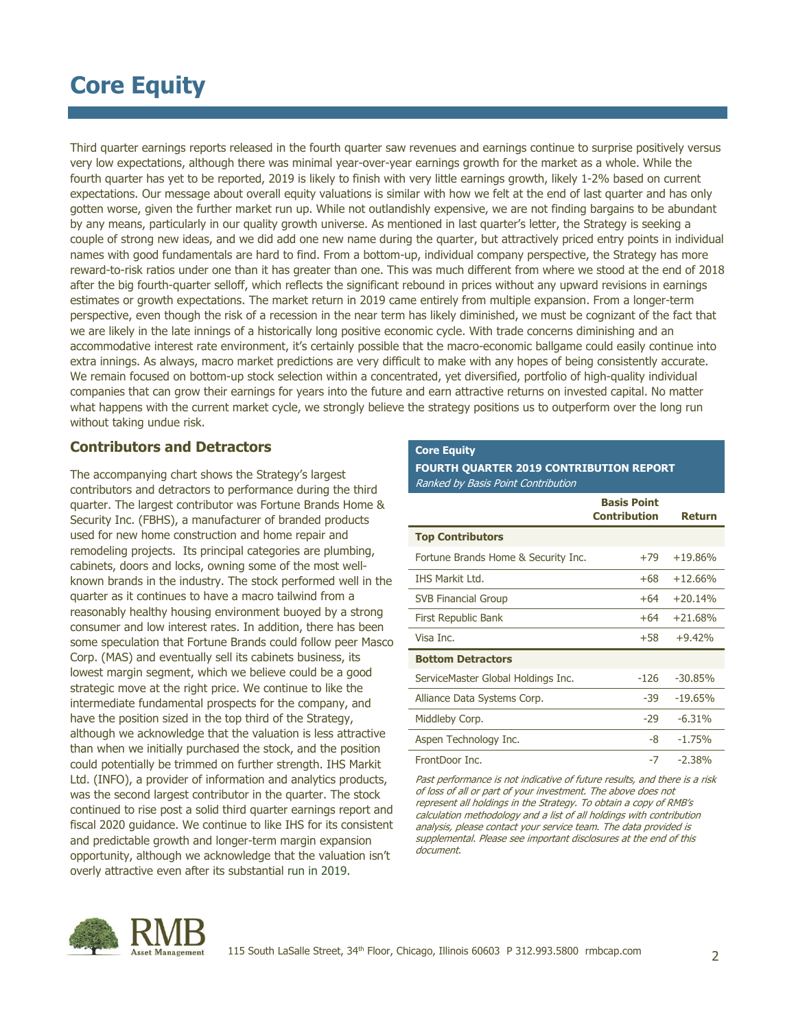# Core Equity

Third quarter earnings reports released in the fourth quarter saw revenues and earnings continue to surprise positively versus very low expectations, although there was minimal year-over-year earnings growth for the market as a whole. While the fourth quarter has yet to be reported, 2019 is likely to finish with very little earnings growth, likely 1-2% based on current expectations. Our message about overall equity valuations is similar with how we felt at the end of last quarter and has only gotten worse, given the further market run up. While not outlandishly expensive, we are not finding bargains to be abundant by any means, particularly in our quality growth universe. As mentioned in last quarter's letter, the Strategy is seeking a couple of strong new ideas, and we did add one new name during the quarter, but attractively priced entry points in individual names with good fundamentals are hard to find. From a bottom-up, individual company perspective, the Strategy has more reward-to-risk ratios under one than it has greater than one. This was much different from where we stood at the end of 2018 after the big fourth-quarter selloff, which reflects the significant rebound in prices without any upward revisions in earnings estimates or growth expectations. The market return in 2019 came entirely from multiple expansion. From a longer-term perspective, even though the risk of a recession in the near term has likely diminished, we must be cognizant of the fact that we are likely in the late innings of a historically long positive economic cycle. With trade concerns diminishing and an accommodative interest rate environment, it's certainly possible that the macro-economic ballgame could easily continue into extra innings. As always, macro market predictions are very difficult to make with any hopes of being consistently accurate. We remain focused on bottom-up stock selection within a concentrated, yet diversified, portfolio of high-quality individual companies that can grow their earnings for years into the future and earn attractive returns on invested capital. No matter what happens with the current market cycle, we strongly believe the strategy positions us to outperform over the long run without taking undue risk.

## Contributors and Detractors

The accompanying chart shows the Strategy's largest contributors and detractors to performance during the third quarter. The largest contributor was Fortune Brands Home & Security Inc. (FBHS), a manufacturer of branded products used for new home construction and home repair and remodeling projects. Its principal categories are plumbing, cabinets, doors and locks, owning some of the most well-known brands in the industry. The stock performed well in the quarter as it continues to have a macro tailwind from a reasonably healthy housing environment buoyed by a strong consumer and low interest rates. In addition, there has been some speculation that Fortune Brands could follow peer Masco Corp. (MAS) and eventually sell its cabinets business, its lowest margin segment, which we believe could be a good strategic move at the right price. We continue to like the intermediate fundamental prospects for the company, and have the position sized in the top third of the Strategy, although we acknowledge that the valuation is less attractive than when we initially purchased the stock, and the position could potentially be trimmed on further strength. IHS Markit Ltd. (INFO), a provider of information and analytics products, was the second largest contributor in the quarter. The stock continued to rise post a solid third quarter earnings report and fiscal 2020 guidance. We continue to like IHS for its consistent and predictable growth and longer-term margin expansion opportunity, although we acknowledge that the valuation isn't overly attractive even after its substantial run in 2019.

**Core Equity**
**FOURTH QUARTER 2019 CONTRIBUTION REPORT**
*Ranked by Basis Point Contribution*

| | Basis Point Contribution | Return |
|---|---|---|
| **Top Contributors** | | |
| Fortune Brands Home & Security Inc. | +79 | +19.86% |
| IHS Markit Ltd. | +68 | +12.66% |
| SVB Financial Group | +64 | +20.14% |
| First Republic Bank | +64 | +21.68% |
| Visa Inc. | +58 | +9.42% |
| **Bottom Detractors** | | |
| ServiceMaster Global Holdings Inc. | -126 | -30.85% |
| Alliance Data Systems Corp. | -39 | -19.65% |
| Middleby Corp. | -29 | -6.31% |
| Aspen Technology Inc. | -8 | -1.75% |
| FrontDoor Inc. | -7 | -2.38% |

*Past performance is not indicative of future results, and there is a risk of loss of all or part of your investment. The above does not represent all holdings in the Strategy. To obtain a copy of RMB's calculation methodology and a list of all holdings with contribution analysis, please contact your service team. The data provided is supplemental. Please see important disclosures at the end of this document.*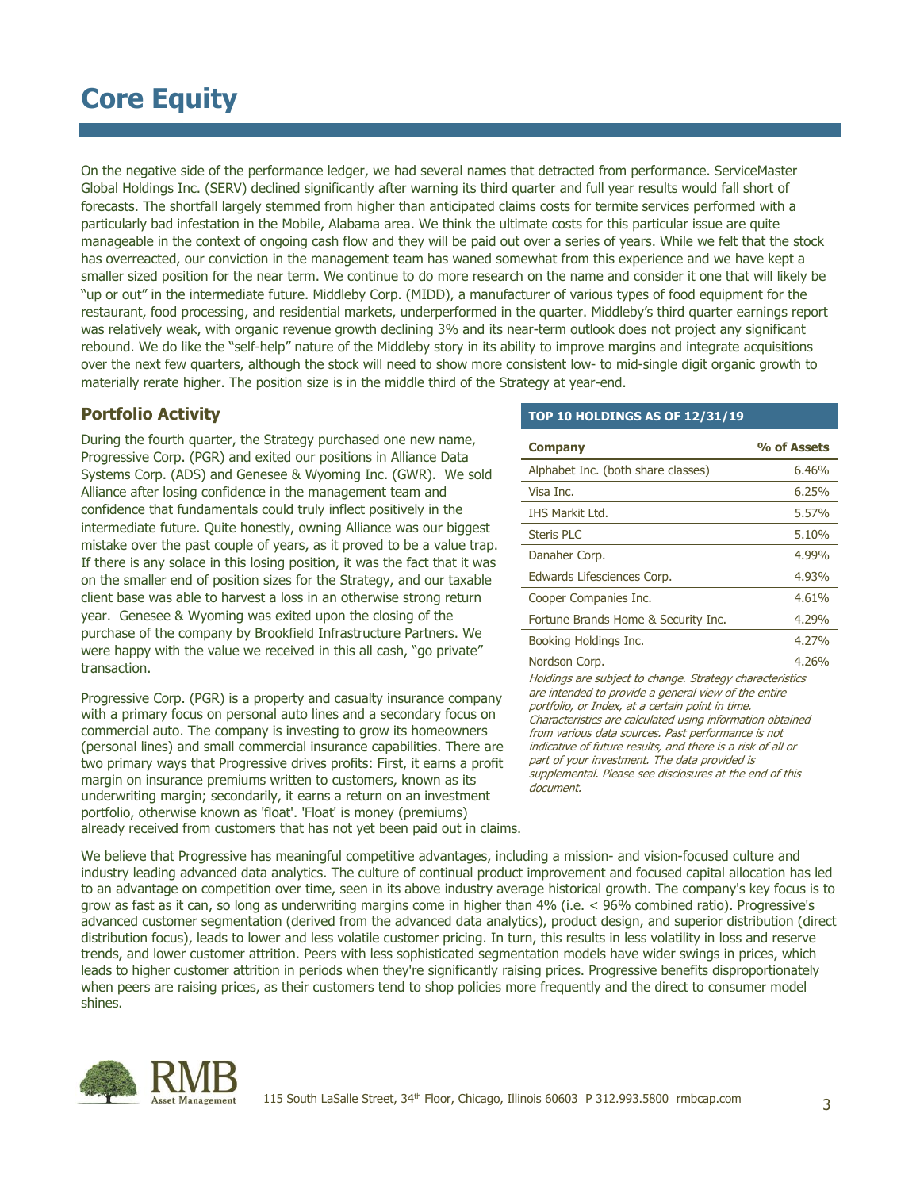# Core Equity

On the negative side of the performance ledger, we had several names that detracted from performance. ServiceMaster Global Holdings Inc. (SERV) declined significantly after warning its third quarter and full year results would fall short of forecasts. The shortfall largely stemmed from higher than anticipated claims costs for termite services performed with a particularly bad infestation in the Mobile, Alabama area. We think the ultimate costs for this particular issue are quite manageable in the context of ongoing cash flow and they will be paid out over a series of years. While we felt that the stock has overreacted, our conviction in the management team has waned somewhat from this experience and we have kept a smaller sized position for the near term. We continue to do more research on the name and consider it one that will likely be "up or out" in the intermediate future. Middleby Corp. (MIDD), a manufacturer of various types of food equipment for the restaurant, food processing, and residential markets, underperformed in the quarter. Middleby's third quarter earnings report was relatively weak, with organic revenue growth declining 3% and its near-term outlook does not project any significant rebound. We do like the "self-help" nature of the Middleby story in its ability to improve margins and integrate acquisitions over the next few quarters, although the stock will need to show more consistent low- to mid-single digit organic growth to materially rerate higher. The position size is in the middle third of the Strategy at year-end.

## Portfolio Activity

During the fourth quarter, the Strategy purchased one new name, Progressive Corp. (PGR) and exited our positions in Alliance Data Systems Corp. (ADS) and Genesee & Wyoming Inc. (GWR). We sold Alliance after losing confidence in the management team and confidence that fundamentals could truly inflect positively in the intermediate future. Quite honestly, owning Alliance was our biggest mistake over the past couple of years, as it proved to be a value trap. If there is any solace in this losing position, it was the fact that it was on the smaller end of position sizes for the Strategy, and our taxable client base was able to harvest a loss in an otherwise strong return year. Genesee & Wyoming was exited upon the closing of the purchase of the company by Brookfield Infrastructure Partners. We were happy with the value we received in this all cash, "go private" transaction.

Progressive Corp. (PGR) is a property and casualty insurance company with a primary focus on personal auto lines and a secondary focus on commercial auto. The company is investing to grow its homeowners (personal lines) and small commercial insurance capabilities. There are two primary ways that Progressive drives profits: First, it earns a profit margin on insurance premiums written to customers, known as its underwriting margin; secondarily, it earns a return on an investment portfolio, otherwise known as 'float'. 'Float' is money (premiums) already received from customers that has not yet been paid out in claims.

**TOP 10 HOLDINGS AS OF 12/31/19**

| Company | % of Assets |
|---|---|
| Alphabet Inc. (both share classes) | 6.46% |
| Visa Inc. | 6.25% |
| IHS Markit Ltd. | 5.57% |
| Steris PLC | 5.10% |
| Danaher Corp. | 4.99% |
| Edwards Lifesciences Corp. | 4.93% |
| Cooper Companies Inc. | 4.61% |
| Fortune Brands Home & Security Inc. | 4.29% |
| Booking Holdings Inc. | 4.27% |
| Nordson Corp. | 4.26% |

*Holdings are subject to change. Strategy characteristics are intended to provide a general view of the entire portfolio, or Index, at a certain point in time. Characteristics are calculated using information obtained from various data sources. Past performance is not indicative of future results, and there is a risk of all or part of your investment. The data provided is supplemental. Please see disclosures at the end of this document.*

We believe that Progressive has meaningful competitive advantages, including a mission- and vision-focused culture and industry leading advanced data analytics. The culture of continual product improvement and focused capital allocation has led to an advantage on competition over time, seen in its above industry average historical growth. The company's key focus is to grow as fast as it can, so long as underwriting margins come in higher than 4% (i.e. < 96% combined ratio). Progressive's advanced customer segmentation (derived from the advanced data analytics), product design, and superior distribution (direct distribution focus), leads to lower and less volatile customer pricing. In turn, this results in less volatility in loss and reserve trends, and lower customer attrition. Peers with less sophisticated segmentation models have wider swings in prices, which leads to higher customer attrition in periods when they're significantly raising prices. Progressive benefits disproportionately when peers are raising prices, as their customers tend to shop policies more frequently and the direct to consumer model shines.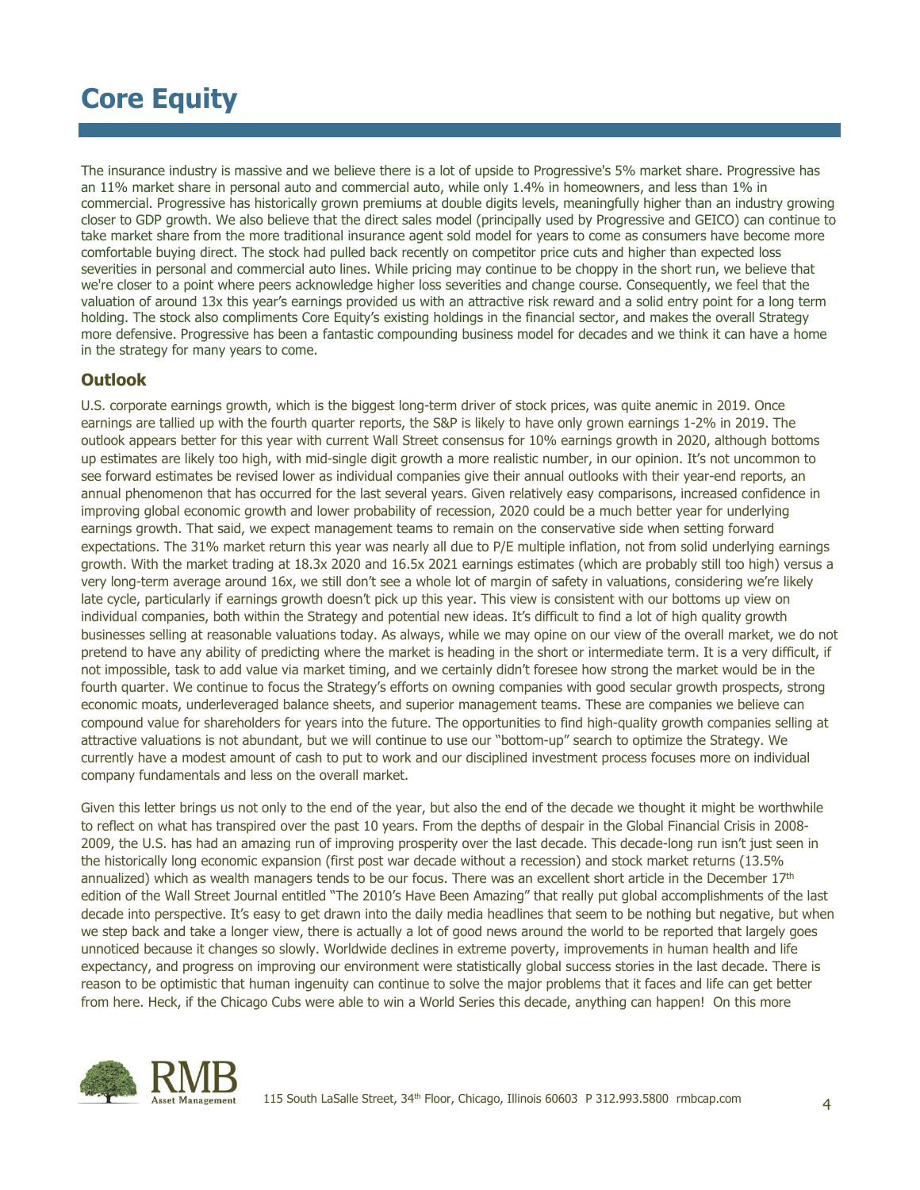# Core Equity

The insurance industry is massive and we believe there is a lot of upside to Progressive's 5% market share. Progressive has an 11% market share in personal auto and commercial auto, while only 1.4% in homeowners, and less than 1% in commercial. Progressive has historically grown premiums at double digits levels, meaningfully higher than an industry growing closer to GDP growth. We also believe that the direct sales model (principally used by Progressive and GEICO) can continue to take market share from the more traditional insurance agent sold model for years to come as consumers have become more comfortable buying direct. The stock had pulled back recently on competitor price cuts and higher than expected loss severities in personal and commercial auto lines. While pricing may continue to be choppy in the short run, we believe that we're closer to a point where peers acknowledge higher loss severities and change course. Consequently, we feel that the valuation of around 13x this year's earnings provided us with an attractive risk reward and a solid entry point for a long term holding. The stock also compliments Core Equity's existing holdings in the financial sector, and makes the overall Strategy more defensive. Progressive has been a fantastic compounding business model for decades and we think it can have a home in the strategy for many years to come.

## Outlook

U.S. corporate earnings growth, which is the biggest long-term driver of stock prices, was quite anemic in 2019. Once earnings are tallied up with the fourth quarter reports, the S&P is likely to have only grown earnings 1-2% in 2019. The outlook appears better for this year with current Wall Street consensus for 10% earnings growth in 2020, although bottoms up estimates are likely too high, with mid-single digit growth a more realistic number, in our opinion. It's not uncommon to see forward estimates be revised lower as individual companies give their annual outlooks with their year-end reports, an annual phenomenon that has occurred for the last several years. Given relatively easy comparisons, increased confidence in improving global economic growth and lower probability of recession, 2020 could be a much better year for underlying earnings growth. That said, we expect management teams to remain on the conservative side when setting forward expectations. The 31% market return this year was nearly all due to P/E multiple inflation, not from solid underlying earnings growth. With the market trading at 18.3x 2020 and 16.5x 2021 earnings estimates (which are probably still too high) versus a very long-term average around 16x, we still don't see a whole lot of margin of safety in valuations, considering we're likely late cycle, particularly if earnings growth doesn't pick up this year. This view is consistent with our bottoms up view on individual companies, both within the Strategy and potential new ideas. It's difficult to find a lot of high quality growth businesses selling at reasonable valuations today. As always, while we may opine on our view of the overall market, we do not pretend to have any ability of predicting where the market is heading in the short or intermediate term. It is a very difficult, if not impossible, task to add value via market timing, and we certainly didn't foresee how strong the market would be in the fourth quarter. We continue to focus the Strategy's efforts on owning companies with good secular growth prospects, strong economic moats, underleveraged balance sheets, and superior management teams. These are companies we believe can compound value for shareholders for years into the future. The opportunities to find high-quality growth companies selling at attractive valuations is not abundant, but we will continue to use our "bottom-up" search to optimize the Strategy. We currently have a modest amount of cash to put to work and our disciplined investment process focuses more on individual company fundamentals and less on the overall market.

Given this letter brings us not only to the end of the year, but also the end of the decade we thought it might be worthwhile to reflect on what has transpired over the past 10 years. From the depths of despair in the Global Financial Crisis in 2008-2009, the U.S. has had an amazing run of improving prosperity over the last decade. This decade-long run isn't just seen in the historically long economic expansion (first post war decade without a recession) and stock market returns (13.5% annualized) which as wealth managers tends to be our focus. There was an excellent short article in the December 17th edition of the Wall Street Journal entitled "The 2010's Have Been Amazing" that really put global accomplishments of the last decade into perspective. It's easy to get drawn into the daily media headlines that seem to be nothing but negative, but when we step back and take a longer view, there is actually a lot of good news around the world to be reported that largely goes unnoticed because it changes so slowly. Worldwide declines in extreme poverty, improvements in human health and life expectancy, and progress on improving our environment were statistically global success stories in the last decade. There is reason to be optimistic that human ingenuity can continue to solve the major problems that it faces and life can get better from here. Heck, if the Chicago Cubs were able to win a World Series this decade, anything can happen! On this more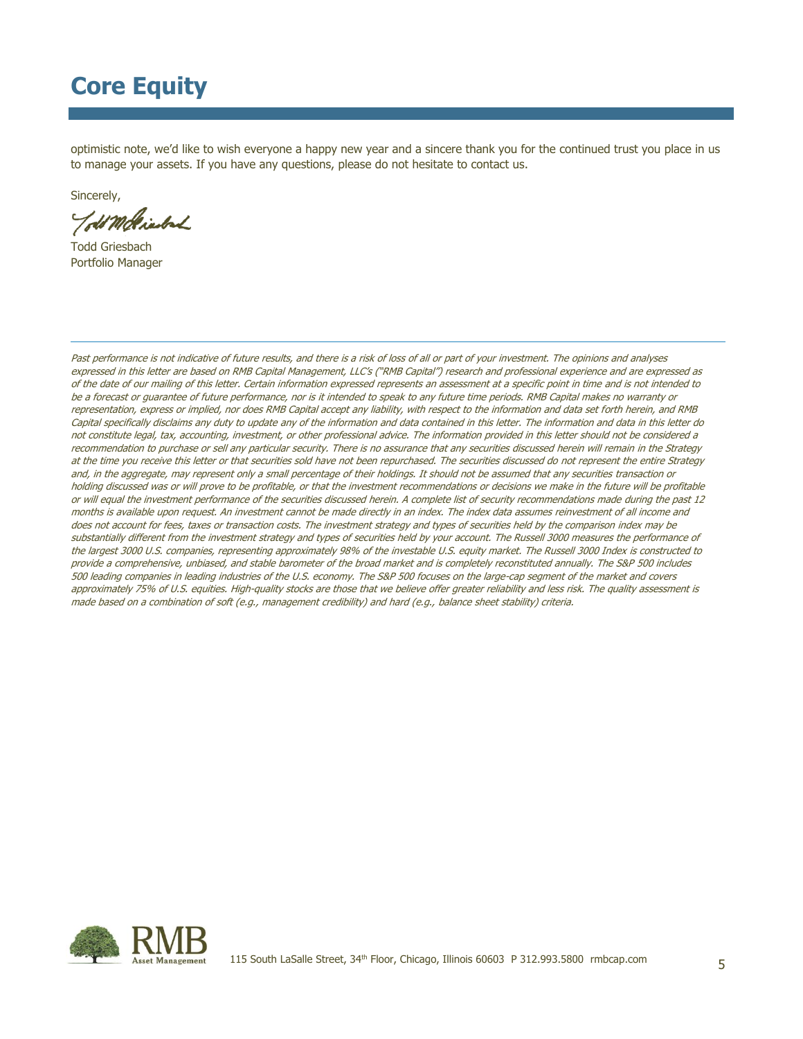# Core Equity

optimistic note, we'd like to wish everyone a happy new year and a sincere thank you for the continued trust you place in us to manage your assets. If you have any questions, please do not hesitate to contact us.

Sincerely,

Todd Griesbach
Portfolio Manager

---

*Past performance is not indicative of future results, and there is a risk of loss of all or part of your investment. The opinions and analyses expressed in this letter are based on RMB Capital Management, LLC's ("RMB Capital") research and professional experience and are expressed as of the date of our mailing of this letter. Certain information expressed represents an assessment at a specific point in time and is not intended to be a forecast or guarantee of future performance, nor is it intended to speak to any future time periods. RMB Capital makes no warranty or representation, express or implied, nor does RMB Capital accept any liability, with respect to the information and data set forth herein, and RMB Capital specifically disclaims any duty to update any of the information and data contained in this letter. The information and data in this letter do not constitute legal, tax, accounting, investment, or other professional advice. The information provided in this letter should not be considered a recommendation to purchase or sell any particular security. There is no assurance that any securities discussed herein will remain in the Strategy at the time you receive this letter or that securities sold have not been repurchased. The securities discussed do not represent the entire Strategy and, in the aggregate, may represent only a small percentage of their holdings. It should not be assumed that any securities transaction or holding discussed was or will prove to be profitable, or that the investment recommendations or decisions we make in the future will be profitable or will equal the investment performance of the securities discussed herein. A complete list of security recommendations made during the past 12 months is available upon request. An investment cannot be made directly in an index. The index data assumes reinvestment of all income and does not account for fees, taxes or transaction costs. The investment strategy and types of securities held by the comparison index may be substantially different from the investment strategy and types of securities held by your account. The Russell 3000 measures the performance of the largest 3000 U.S. companies, representing approximately 98% of the investable U.S. equity market. The Russell 3000 Index is constructed to provide a comprehensive, unbiased, and stable barometer of the broad market and is completely reconstituted annually. The S&P 500 includes 500 leading companies in leading industries of the U.S. economy. The S&P 500 focuses on the large-cap segment of the market and covers approximately 75% of U.S. equities. High-quality stocks are those that we believe offer greater reliability and less risk. The quality assessment is made based on a combination of soft (e.g., management credibility) and hard (e.g., balance sheet stability) criteria.*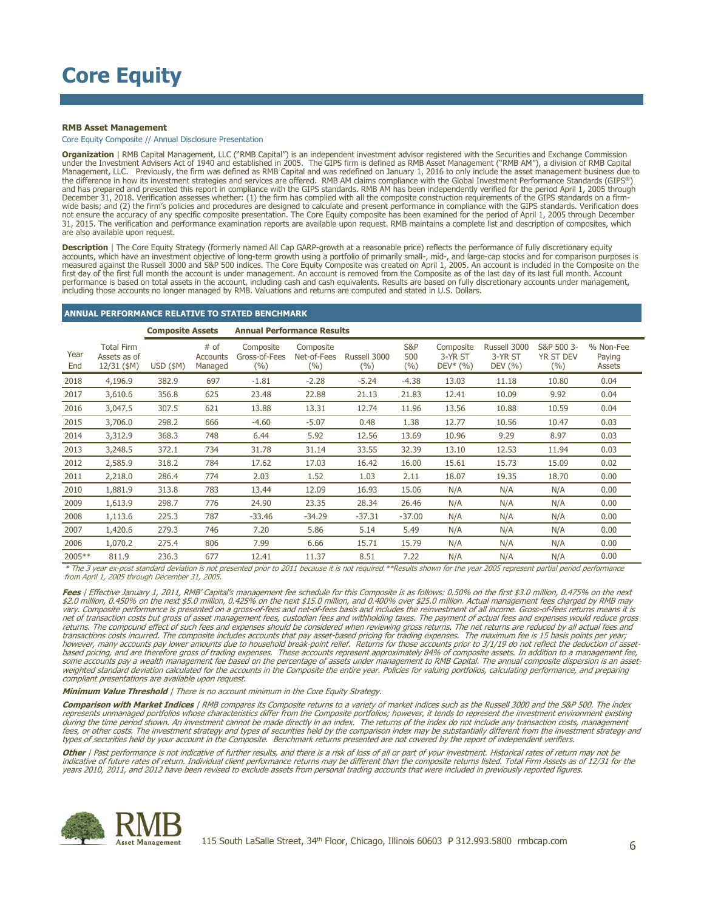# Core Equity

**RMB Asset Management**

Core Equity Composite // Annual Disclosure Presentation

**Organization** | RMB Capital Management, LLC ("RMB Capital") is an independent investment advisor registered with the Securities and Exchange Commission under the Investment Advisers Act of 1940 and established in 2005. The GIPS firm is defined as RMB Asset Management ("RMB AM"), a division of RMB Capital Management, LLC. Previously, the firm was defined as RMB Capital and was redefined on January 1, 2016 to only include the asset management business due to the difference in how its investment strategies and services are offered. RMB AM claims compliance with the Global Investment Performance Standards (GIPS®) and has prepared and presented this report in compliance with the GIPS standards. RMB AM has been independently verified for the period April 1, 2005 through December 31, 2018. Verification assesses whether: (1) the firm has complied with all the composite construction requirements of the GIPS standards on a firm-wide basis; and (2) the firm's policies and procedures are designed to calculate and present performance in compliance with the GIPS standards. Verification does not ensure the accuracy of any specific composite presentation. The Core Equity composite has been examined for the period of April 1, 2005 through December 31, 2015. The verification and performance examination reports are available upon request. RMB maintains a complete list and description of composites, which are also available upon request.

**Description** | The Core Equity Strategy (formerly named All Cap GARP-growth at a reasonable price) reflects the performance of fully discretionary equity accounts, which have an investment objective of long-term growth using a portfolio of primarily small-, mid-, and large-cap stocks and for comparison purposes is measured against the Russell 3000 and S&P 500 indices. The Core Equity Composite was created on April 1, 2005. An account is included in the Composite on the first day of the first full month the account is under management. An account is removed from the Composite as of the last day of its last full month. Account performance is based on total assets in the account, including cash and cash equivalents. Results are based on fully discretionary accounts under management, including those accounts no longer managed by RMB. Valuations and returns are computed and stated in U.S. Dollars.

**ANNUAL PERFORMANCE RELATIVE TO STATED BENCHMARK**

| | | Composite Assets | | Annual Performance Results | | | | | | | |
|---|---|---|---|---|---|---|---|---|---|---|---|
| Year End | Total Firm Assets as of 12/31 ($M) | USD ($M) | # of Accounts Managed | Composite Gross-of-Fees (%) | Composite Net-of-Fees (%) | Russell 3000 (%) | S&P 500 (%) | Composite 3-YR ST DEV* (%) | Russell 3000 3-YR ST DEV (%) | S&P 500 3-YR ST DEV (%) | % Non-Fee Paying Assets |
| 2018 | 4,196.9 | 382.9 | 697 | -1.81 | -2.28 | -5.24 | -4.38 | 13.03 | 11.18 | 10.80 | 0.04 |
| 2017 | 3,610.6 | 356.8 | 625 | 23.48 | 22.88 | 21.13 | 21.83 | 12.41 | 10.09 | 9.92 | 0.04 |
| 2016 | 3,047.5 | 307.5 | 621 | 13.88 | 13.31 | 12.74 | 11.96 | 13.56 | 10.88 | 10.59 | 0.04 |
| 2015 | 3,706.0 | 298.2 | 666 | -4.60 | -5.07 | 0.48 | 1.38 | 12.77 | 10.56 | 10.47 | 0.03 |
| 2014 | 3,312.9 | 368.3 | 748 | 6.44 | 5.92 | 12.56 | 13.69 | 10.96 | 9.29 | 8.97 | 0.03 |
| 2013 | 3,248.5 | 372.1 | 734 | 31.78 | 31.14 | 33.55 | 32.39 | 13.10 | 12.53 | 11.94 | 0.03 |
| 2012 | 2,585.9 | 318.2 | 784 | 17.62 | 17.03 | 16.42 | 16.00 | 15.61 | 15.73 | 15.09 | 0.02 |
| 2011 | 2,218.0 | 286.4 | 774 | 2.03 | 1.52 | 1.03 | 2.11 | 18.07 | 19.35 | 18.70 | 0.00 |
| 2010 | 1,881.9 | 313.8 | 783 | 13.44 | 12.09 | 16.93 | 15.06 | N/A | N/A | N/A | 0.00 |
| 2009 | 1,613.9 | 298.7 | 776 | 24.90 | 23.35 | 28.34 | 26.46 | N/A | N/A | N/A | 0.00 |
| 2008 | 1,113.6 | 225.3 | 787 | -33.46 | -34.29 | -37.31 | -37.00 | N/A | N/A | N/A | 0.00 |
| 2007 | 1,420.6 | 279.3 | 746 | 7.20 | 5.86 | 5.14 | 5.49 | N/A | N/A | N/A | 0.00 |
| 2006 | 1,070.2 | 275.4 | 806 | 7.99 | 6.66 | 15.71 | 15.79 | N/A | N/A | N/A | 0.00 |
| 2005** | 811.9 | 236.3 | 677 | 12.41 | 11.37 | 8.51 | 7.22 | N/A | N/A | N/A | 0.00 |

*\* The 3 year ex-post standard deviation is not presented prior to 2011 because it is not required.\*\*Results shown for the year 2005 represent partial period performance from April 1, 2005 through December 31, 2005.*

***Fees*** | *Effective January 1, 2011, RMB' Capital's management fee schedule for this Composite is as follows: 0.50% on the first $3.0 million, 0.475% on the next $2.0 million, 0.450% on the next $5.0 million, 0.425% on the next $15.0 million, and 0.400% over $25.0 million. Actual management fees charged by RMB may vary. Composite performance is presented on a gross-of-fees and net-of-fees basis and includes the reinvestment of all income. Gross-of-fees returns means it is net of transaction costs but gross of asset management fees, custodian fees and withholding taxes. The payment of actual fees and expenses would reduce gross returns. The compound effect of such fees and expenses should be considered when reviewing gross returns. The net returns are reduced by all actual fees and transactions costs incurred. The composite includes accounts that pay asset-based pricing for trading expenses. The maximum fee is 15 basis points per year; however, many accounts pay lower amounts due to household break-point relief. Returns for those accounts prior to 3/1/19 do not reflect the deduction of asset-based pricing, and are therefore gross of trading expenses. These accounts represent approximately 84% of composite assets. In addition to a management fee, some accounts pay a wealth management fee based on the percentage of assets under management to RMB Capital. The annual composite dispersion is an asset-weighted standard deviation calculated for the accounts in the Composite the entire year. Policies for valuing portfolios, calculating performance, and preparing compliant presentations are available upon request.*

***Minimum Value Threshold*** | *There is no account minimum in the Core Equity Strategy.*

***Comparison with Market Indices*** | *RMB compares its Composite returns to a variety of market indices such as the Russell 3000 and the S&P 500. The index represents unmanaged portfolios whose characteristics differ from the Composite portfolios; however, it tends to represent the investment environment existing during the time period shown. An investment cannot be made directly in an index. The returns of the index do not include any transaction costs, management fees, or other costs. The investment strategy and types of securities held by the comparison index may be substantially different from the investment strategy and types of securities held by your account in the Composite. Benchmark returns presented are not covered by the report of independent verifiers.*

***Other*** | *Past performance is not indicative of further results, and there is a risk of loss of all or part of your investment. Historical rates of return may not be indicative of future rates of return. Individual client performance returns may be different than the composite returns listed. Total Firm Assets as of 12/31 for the years 2010, 2011, and 2012 have been revised to exclude assets from personal trading accounts that were included in previously reported figures.*

RMB Asset Management

115 South LaSalle Street, 34th Floor, Chicago, Illinois 60603 P 312.993.5800 rmbcap.com